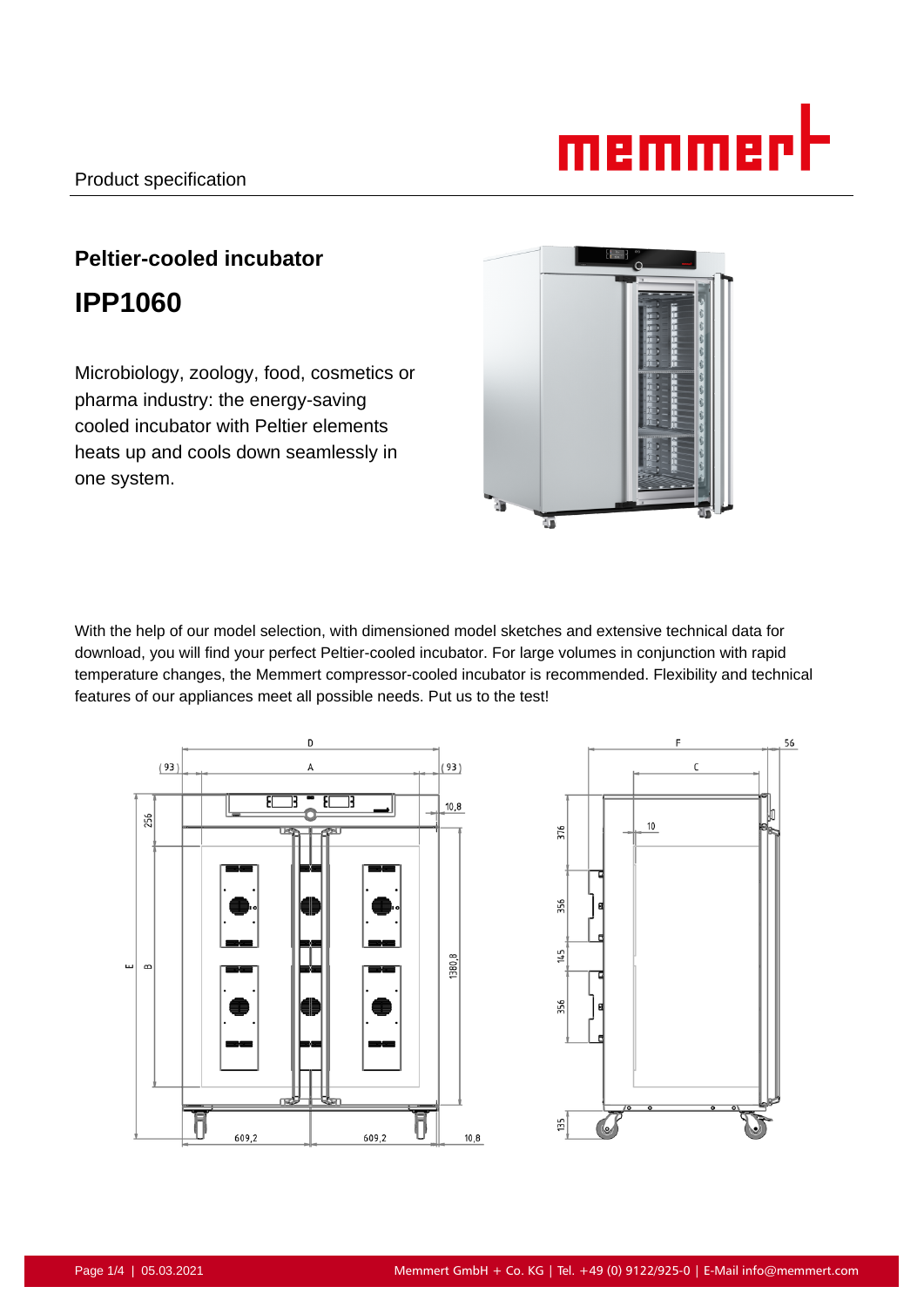Product specification

## Peltier-cooled incubator

# IPP1060

Microbiology, zoology, food, cosmetics or pharma industry: the energy-saving cooled incubator with Peltier elements heats up and cools down seamlessly in one system.

With the help of our model selection, with dimensioned model sketches and extensive technical data for download, you will find your perfect Peltier-cooled incubator. For large volumes in conjunction with rapid temperature changes, the Memmert compressor-cooled incubator is recommended. Flexibility and technical features of our appliances meet all possible needs. Put us to the test!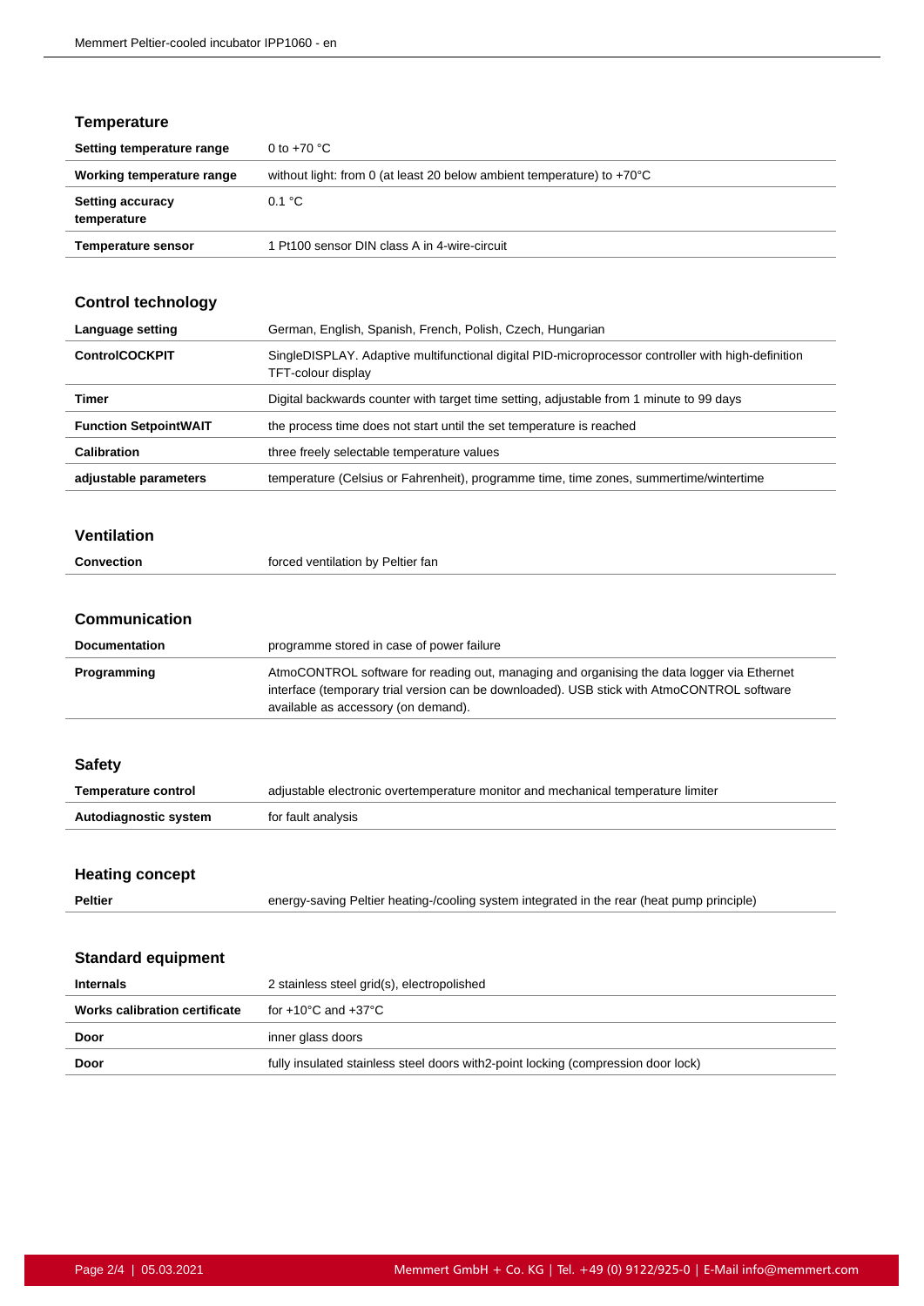## Temperature

| | |
|---|---|
| **Setting temperature range** | 0 to +70 °C |
| **Working temperature range** | without light: from 0 (at least 20 below ambient temperature) to +70°C |
| **Setting accuracy temperature** | 0.1 °C |
| **Temperature sensor** | 1 Pt100 sensor DIN class A in 4-wire-circuit |

## Control technology

| | |
|---|---|
| **Language setting** | German, English, Spanish, French, Polish, Czech, Hungarian |
| **ControlCOCKPIT** | SingleDISPLAY. Adaptive multifunctional digital PID-microprocessor controller with high-definition TFT-colour display |
| **Timer** | Digital backwards counter with target time setting, adjustable from 1 minute to 99 days |
| **Function SetpointWAIT** | the process time does not start until the set temperature is reached |
| **Calibration** | three freely selectable temperature values |
| **adjustable parameters** | temperature (Celsius or Fahrenheit), programme time, time zones, summertime/wintertime |

## Ventilation

| | |
|---|---|
| **Convection** | forced ventilation by Peltier fan |

## Communication

| | |
|---|---|
| **Documentation** | programme stored in case of power failure |
| **Programming** | AtmoCONTROL software for reading out, managing and organising the data logger via Ethernet interface (temporary trial version can be downloaded). USB stick with AtmoCONTROL software available as accessory (on demand). |

## Safety

| | |
|---|---|
| **Temperature control** | adjustable electronic overtemperature monitor and mechanical temperature limiter |
| **Autodiagnostic system** | for fault analysis |

## Heating concept

| | |
|---|---|
| **Peltier** | energy-saving Peltier heating-/cooling system integrated in the rear (heat pump principle) |

## Standard equipment

| | |
|---|---|
| **Internals** | 2 stainless steel grid(s), electropolished |
| **Works calibration certificate** | for +10°C and +37°C |
| **Door** | inner glass doors |
| **Door** | fully insulated stainless steel doors with2-point locking (compression door lock) |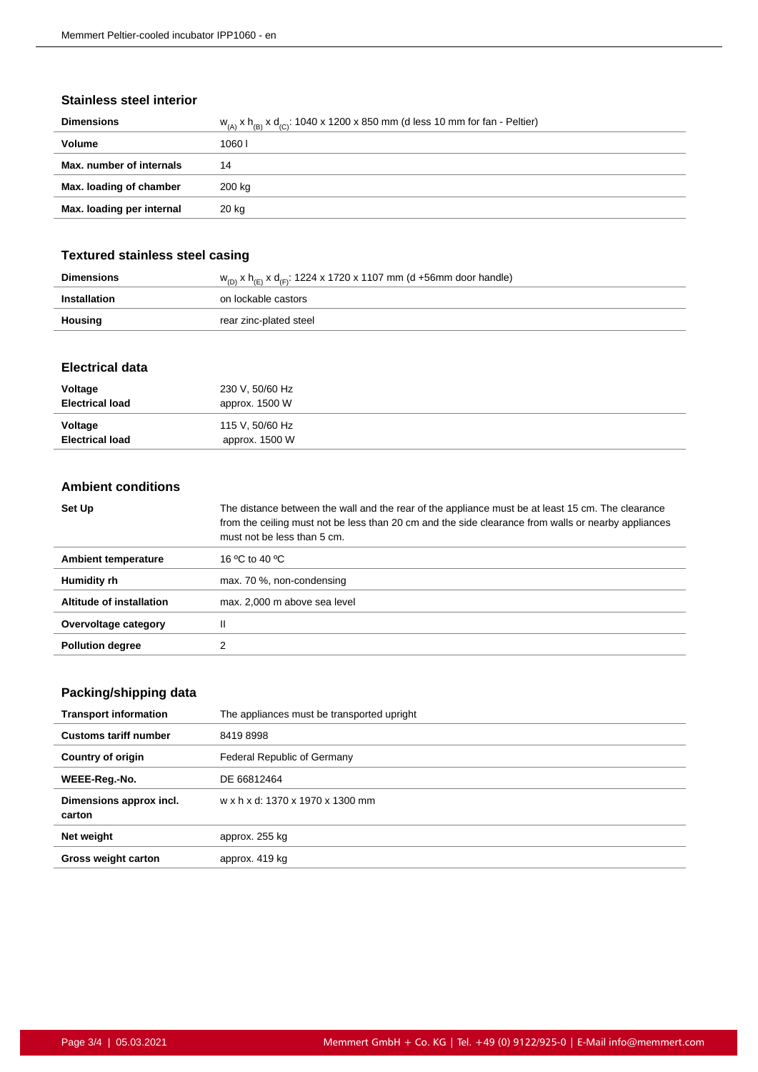### Stainless steel interior

| | |
|---|---|
| **Dimensions** | $w_{(A)}$ x $h_{(B)}$ x $d_{(C)}$: 1040 x 1200 x 850 mm (d less 10 mm for fan - Peltier) |
| **Volume** | 1060 l |
| **Max. number of internals** | 14 |
| **Max. loading of chamber** | 200 kg |
| **Max. loading per internal** | 20 kg |

### Textured stainless steel casing

| | |
|---|---|
| **Dimensions** | $w_{(D)}$ x $h_{(E)}$ x $d_{(F)}$: 1224 x 1720 x 1107 mm (d +56mm door handle) |
| **Installation** | on lockable castors |
| **Housing** | rear zinc-plated steel |

### Electrical data

| | |
|---|---|
| **Voltage**<br>**Electrical load** | 230 V, 50/60 Hz<br>approx. 1500 W |
| **Voltage**<br>**Electrical load** | 115 V, 50/60 Hz<br>approx. 1500 W |

### Ambient conditions

| | |
|---|---|
| **Set Up** | The distance between the wall and the rear of the appliance must be at least 15 cm. The clearance from the ceiling must not be less than 20 cm and the side clearance from walls or nearby appliances must not be less than 5 cm. |
| **Ambient temperature** | 16 ºC to 40 ºC |
| **Humidity rh** | max. 70 %, non-condensing |
| **Altitude of installation** | max. 2,000 m above sea level |
| **Overvoltage category** | II |
| **Pollution degree** | 2 |

### Packing/shipping data

| | |
|---|---|
| **Transport information** | The appliances must be transported upright |
| **Customs tariff number** | 8419 8998 |
| **Country of origin** | Federal Republic of Germany |
| **WEEE-Reg.-No.** | DE 66812464 |
| **Dimensions approx incl. carton** | w x h x d: 1370 x 1970 x 1300 mm |
| **Net weight** | approx. 255 kg |
| **Gross weight carton** | approx. 419 kg |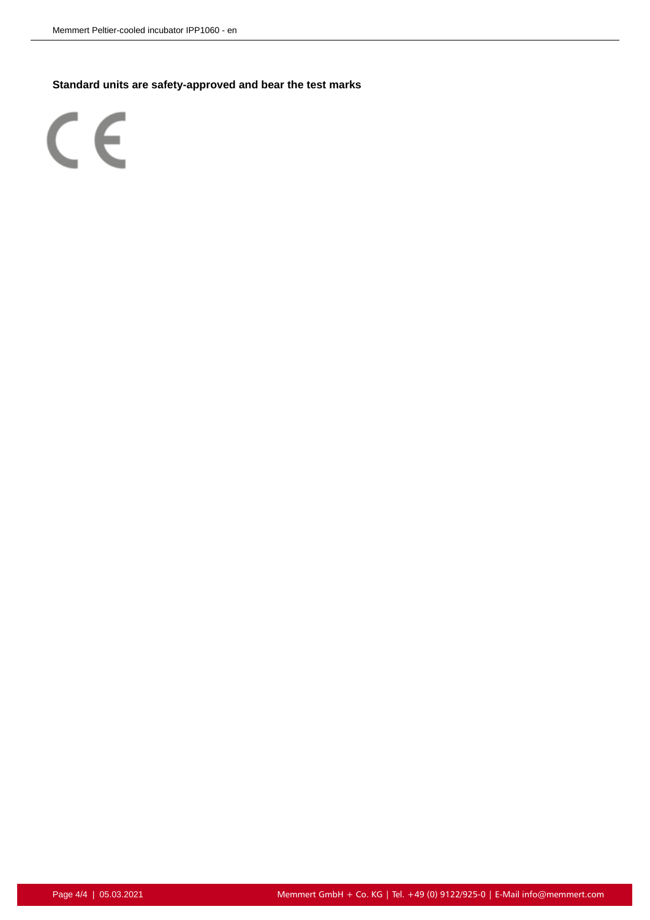**Standard units are safety-approved and bear the test marks**